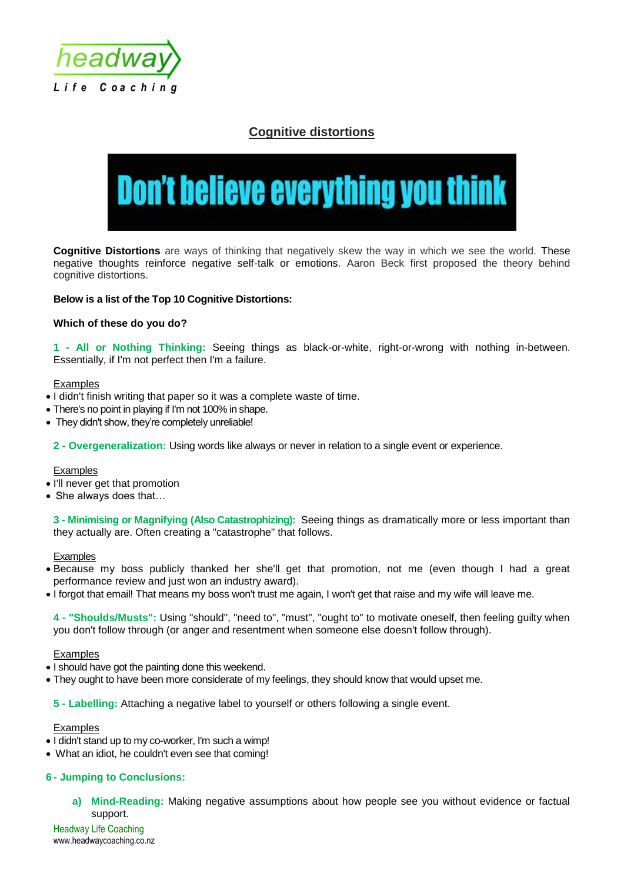# Cognitive distortions

**Don't believe everything you think**

**Cognitive Distortions** are ways of thinking that negatively skew the way in which we see the world. These negative thoughts reinforce negative self-talk or emotions. Aaron Beck first proposed the theory behind cognitive distortions.

**Below is a list of the Top 10 Cognitive Distortions:**

**Which of these do you do?**

**1 - All or Nothing Thinking:** Seeing things as black-or-white, right-or-wrong with nothing in-between. Essentially, if I'm not perfect then I'm a failure.

Examples

- I didn't finish writing that paper so it was a complete waste of time.
- There's no point in playing if I'm not 100% in shape.
- They didn't show, they're completely unreliable!

**2 - Overgeneralization:** Using words like always or never in relation to a single event or experience.

Examples

- I'll never get that promotion
- She always does that…

**3 - Minimising or Magnifying (Also Catastrophizing):** Seeing things as dramatically more or less important than they actually are. Often creating a "catastrophe" that follows.

Examples

- Because my boss publicly thanked her she'll get that promotion, not me (even though I had a great performance review and just won an industry award).
- I forgot that email! That means my boss won't trust me again, I won't get that raise and my wife will leave me.

**4 - "Shoulds/Musts":** Using "should", "need to", "must", "ought to" to motivate oneself, then feeling guilty when you don't follow through (or anger and resentment when someone else doesn't follow through).

Examples

- I should have got the painting done this weekend.
- They ought to have been more considerate of my feelings, they should know that would upset me.

**5 - Labelling:** Attaching a negative label to yourself or others following a single event.

Examples

- I didn't stand up to my co-worker, I'm such a wimp!
- What an idiot, he couldn't even see that coming!

**6 - Jumping to Conclusions:**

a) **Mind-Reading:** Making negative assumptions about how people see you without evidence or factual support.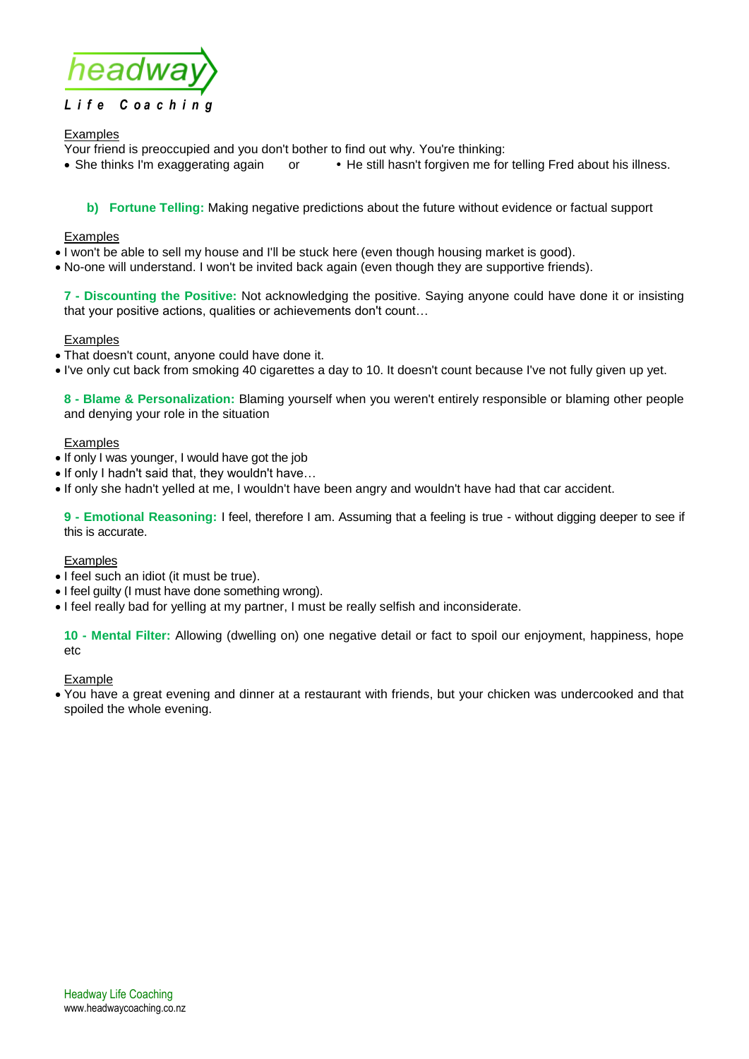Examples

Your friend is preoccupied and you don't bother to find out why. You're thinking:

- She thinks I'm exaggerating again    or    • He still hasn't forgiven me for telling Fred about his illness.

**b) Fortune Telling:** Making negative predictions about the future without evidence or factual support

Examples

- I won't be able to sell my house and I'll be stuck here (even though housing market is good).
- No-one will understand. I won't be invited back again (even though they are supportive friends).

**7 - Discounting the Positive:** Not acknowledging the positive. Saying anyone could have done it or insisting that your positive actions, qualities or achievements don't count…

Examples

- That doesn't count, anyone could have done it.
- I've only cut back from smoking 40 cigarettes a day to 10. It doesn't count because I've not fully given up yet.

**8 - Blame & Personalization:** Blaming yourself when you weren't entirely responsible or blaming other people and denying your role in the situation

Examples

- If only I was younger, I would have got the job
- If only I hadn't said that, they wouldn't have…
- If only she hadn't yelled at me, I wouldn't have been angry and wouldn't have had that car accident.

**9 - Emotional Reasoning:** I feel, therefore I am. Assuming that a feeling is true - without digging deeper to see if this is accurate.

Examples

- I feel such an idiot (it must be true).
- I feel guilty (I must have done something wrong).
- I feel really bad for yelling at my partner, I must be really selfish and inconsiderate.

**10 - Mental Filter:** Allowing (dwelling on) one negative detail or fact to spoil our enjoyment, happiness, hope etc

Example

- You have a great evening and dinner at a restaurant with friends, but your chicken was undercooked and that spoiled the whole evening.